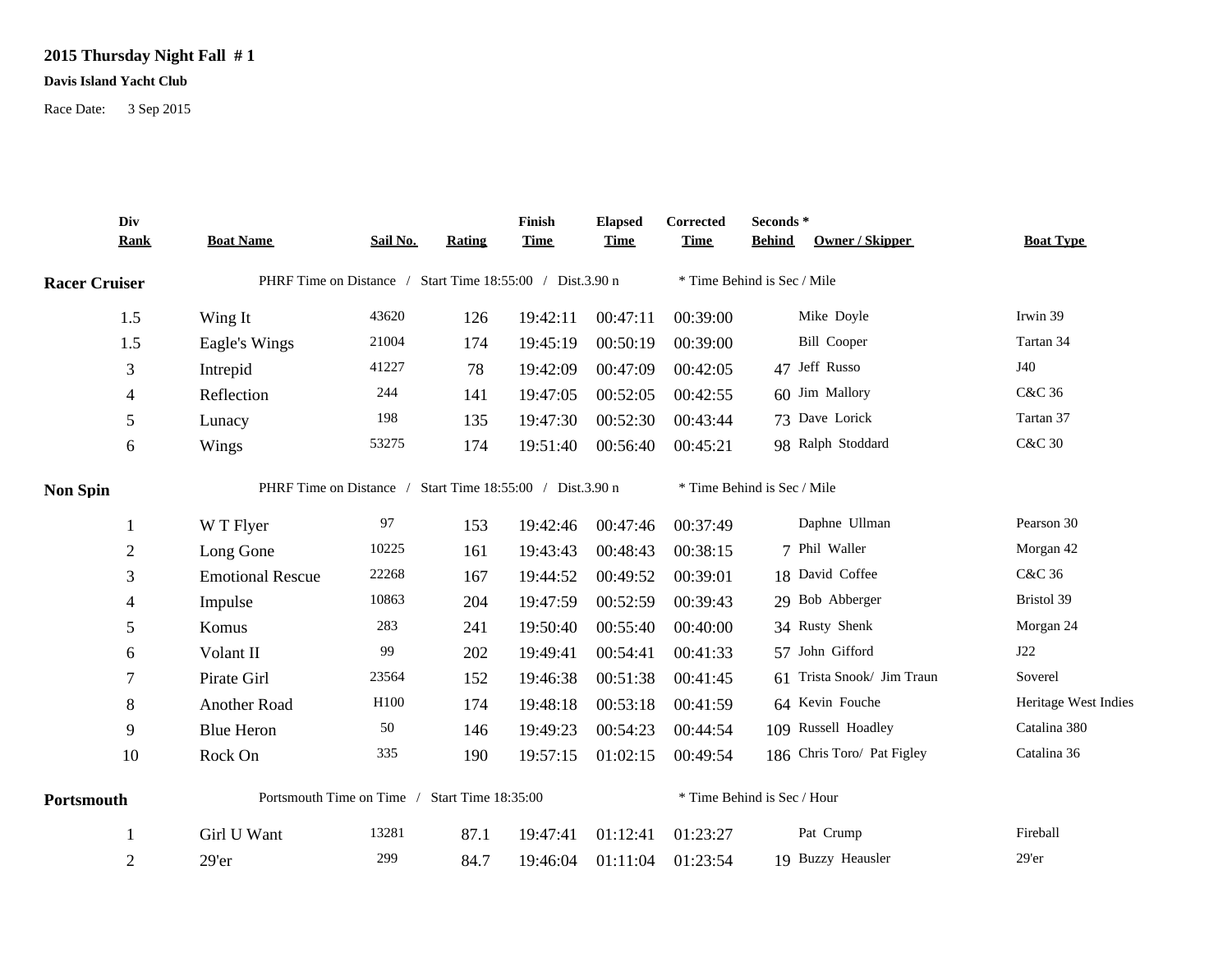**2015 Thursday Night Fall # 1**

**Davis Island Yacht Club**

Race Date: 3 Sep 2015

| Div Rank | Boat Name | Sail No. | Rating | Finish Time | Elapsed Time | Corrected Time | Seconds * Behind | Owner / Skipper | Boat Type |
|---|---|---|---|---|---|---|---|---|---|
| **Racer Cruiser** | PHRF Time on Distance / Start Time 18:55:00 / Dist.3.90 n | | | | | * Time Behind is Sec / Mile | | | |
| 1.5 | Wing It | 43620 | 126 | 19:42:11 | 00:47:11 | 00:39:00 | | Mike Doyle | Irwin 39 |
| 1.5 | Eagle's Wings | 21004 | 174 | 19:45:19 | 00:50:19 | 00:39:00 | | Bill Cooper | Tartan 34 |
| 3 | Intrepid | 41227 | 78 | 19:42:09 | 00:47:09 | 00:42:05 | 47 | Jeff Russo | J40 |
| 4 | Reflection | 244 | 141 | 19:47:05 | 00:52:05 | 00:42:55 | 60 | Jim Mallory | C&C 36 |
| 5 | Lunacy | 198 | 135 | 19:47:30 | 00:52:30 | 00:43:44 | 73 | Dave Lorick | Tartan 37 |
| 6 | Wings | 53275 | 174 | 19:51:40 | 00:56:40 | 00:45:21 | 98 | Ralph Stoddard | C&C 30 |
| **Non Spin** | PHRF Time on Distance / Start Time 18:55:00 / Dist.3.90 n | | | | | * Time Behind is Sec / Mile | | | |
| 1 | W T Flyer | 97 | 153 | 19:42:46 | 00:47:46 | 00:37:49 | | Daphne Ullman | Pearson 30 |
| 2 | Long Gone | 10225 | 161 | 19:43:43 | 00:48:43 | 00:38:15 | 7 | Phil Waller | Morgan 42 |
| 3 | Emotional Rescue | 22268 | 167 | 19:44:52 | 00:49:52 | 00:39:01 | 18 | David Coffee | C&C 36 |
| 4 | Impulse | 10863 | 204 | 19:47:59 | 00:52:59 | 00:39:43 | 29 | Bob Abberger | Bristol 39 |
| 5 | Komus | 283 | 241 | 19:50:40 | 00:55:40 | 00:40:00 | 34 | Rusty Shenk | Morgan 24 |
| 6 | Volant II | 99 | 202 | 19:49:41 | 00:54:41 | 00:41:33 | 57 | John Gifford | J22 |
| 7 | Pirate Girl | 23564 | 152 | 19:46:38 | 00:51:38 | 00:41:45 | 61 | Trista Snook/ Jim Traun | Soverel |
| 8 | Another Road | H100 | 174 | 19:48:18 | 00:53:18 | 00:41:59 | 64 | Kevin Fouche | Heritage West Indies |
| 9 | Blue Heron | 50 | 146 | 19:49:23 | 00:54:23 | 00:44:54 | 109 | Russell Hoadley | Catalina 380 |
| 10 | Rock On | 335 | 190 | 19:57:15 | 01:02:15 | 00:49:54 | 186 | Chris Toro/ Pat Figley | Catalina 36 |
| **Portsmouth** | Portsmouth Time on Time / Start Time 18:35:00 | | | | | * Time Behind is Sec / Hour | | | |
| 1 | Girl U Want | 13281 | 87.1 | 19:47:41 | 01:12:41 | 01:23:27 | | Pat Crump | Fireball |
| 2 | 29'er | 299 | 84.7 | 19:46:04 | 01:11:04 | 01:23:54 | 19 | Buzzy Heausler | 29'er |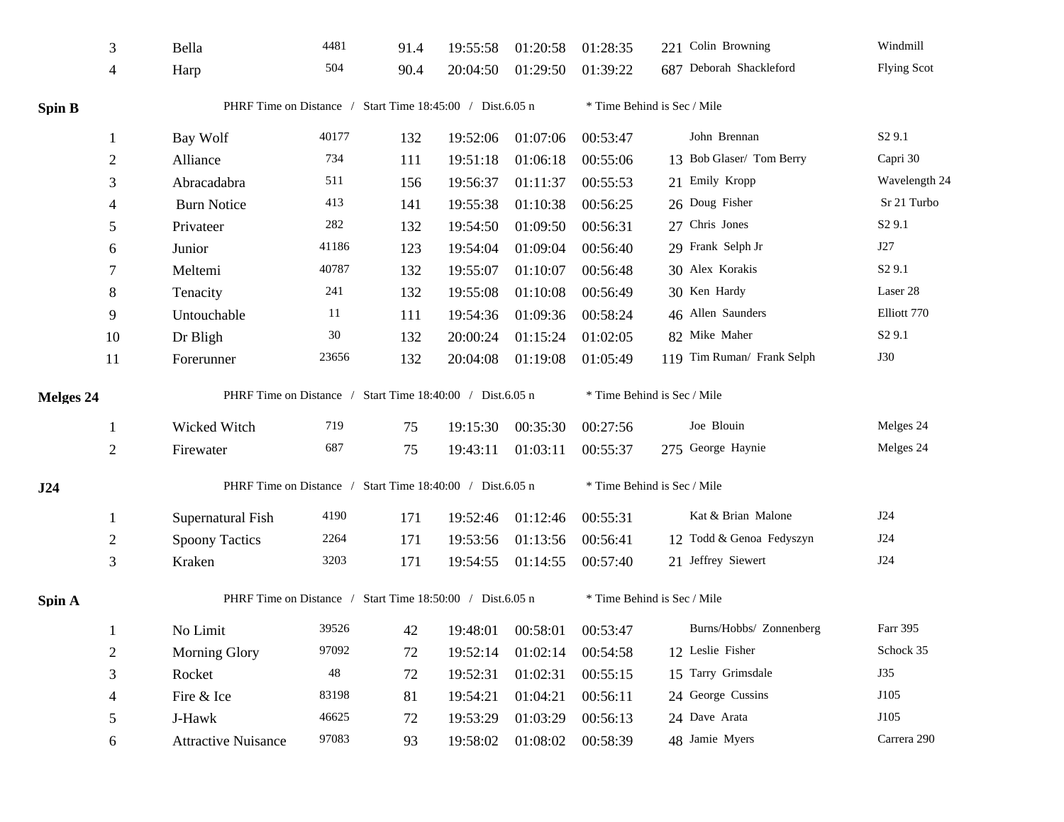| | | | | | | | | | |
|---|---|---|---|---|---|---|---|---|---|
| 3 | Bella | 4481 | 91.4 | 19:55:58 | 01:20:58 | 01:28:35 | 221 | Colin Browning | Windmill |
| 4 | Harp | 504 | 90.4 | 20:04:50 | 01:29:50 | 01:39:22 | 687 | Deborah Shackleford | Flying Scot |

**Spin B** PHRF Time on Distance / Start Time 18:45:00 / Dist.6.05 n * Time Behind is Sec / Mile

| | | | | | | | | | |
|---|---|---|---|---|---|---|---|---|---|
| 1 | Bay Wolf | 40177 | 132 | 19:52:06 | 01:07:06 | 00:53:47 | | John Brennan | S2 9.1 |
| 2 | Alliance | 734 | 111 | 19:51:18 | 01:06:18 | 00:55:06 | 13 | Bob Glaser/ Tom Berry | Capri 30 |
| 3 | Abracadabra | 511 | 156 | 19:56:37 | 01:11:37 | 00:55:53 | 21 | Emily Kropp | Wavelength 24 |
| 4 | Burn Notice | 413 | 141 | 19:55:38 | 01:10:38 | 00:56:25 | 26 | Doug Fisher | Sr 21 Turbo |
| 5 | Privateer | 282 | 132 | 19:54:50 | 01:09:50 | 00:56:31 | 27 | Chris Jones | S2 9.1 |
| 6 | Junior | 41186 | 123 | 19:54:04 | 01:09:04 | 00:56:40 | 29 | Frank Selph Jr | J27 |
| 7 | Meltemi | 40787 | 132 | 19:55:07 | 01:10:07 | 00:56:48 | 30 | Alex Korakis | S2 9.1 |
| 8 | Tenacity | 241 | 132 | 19:55:08 | 01:10:08 | 00:56:49 | 30 | Ken Hardy | Laser 28 |
| 9 | Untouchable | 11 | 111 | 19:54:36 | 01:09:36 | 00:58:24 | 46 | Allen Saunders | Elliott 770 |
| 10 | Dr Bligh | 30 | 132 | 20:00:24 | 01:15:24 | 01:02:05 | 82 | Mike Maher | S2 9.1 |
| 11 | Forerunner | 23656 | 132 | 20:04:08 | 01:19:08 | 01:05:49 | 119 | Tim Ruman/ Frank Selph | J30 |

**Melges 24** PHRF Time on Distance / Start Time 18:40:00 / Dist.6.05 n * Time Behind is Sec / Mile

| | | | | | | | | | |
|---|---|---|---|---|---|---|---|---|---|
| 1 | Wicked Witch | 719 | 75 | 19:15:30 | 00:35:30 | 00:27:56 | | Joe Blouin | Melges 24 |
| 2 | Firewater | 687 | 75 | 19:43:11 | 01:03:11 | 00:55:37 | 275 | George Haynie | Melges 24 |

**J24** PHRF Time on Distance / Start Time 18:40:00 / Dist.6.05 n * Time Behind is Sec / Mile

| | | | | | | | | | |
|---|---|---|---|---|---|---|---|---|---|
| 1 | Supernatural Fish | 4190 | 171 | 19:52:46 | 01:12:46 | 00:55:31 | | Kat & Brian Malone | J24 |
| 2 | Spoony Tactics | 2264 | 171 | 19:53:56 | 01:13:56 | 00:56:41 | 12 | Todd & Genoa Fedyszyn | J24 |
| 3 | Kraken | 3203 | 171 | 19:54:55 | 01:14:55 | 00:57:40 | 21 | Jeffrey Siewert | J24 |

**Spin A** PHRF Time on Distance / Start Time 18:50:00 / Dist.6.05 n * Time Behind is Sec / Mile

| | | | | | | | | | |
|---|---|---|---|---|---|---|---|---|---|
| 1 | No Limit | 39526 | 42 | 19:48:01 | 00:58:01 | 00:53:47 | | Burns/Hobbs/ Zonnenberg | Farr 395 |
| 2 | Morning Glory | 97092 | 72 | 19:52:14 | 01:02:14 | 00:54:58 | 12 | Leslie Fisher | Schock 35 |
| 3 | Rocket | 48 | 72 | 19:52:31 | 01:02:31 | 00:55:15 | 15 | Tarry Grimsdale | J35 |
| 4 | Fire & Ice | 83198 | 81 | 19:54:21 | 01:04:21 | 00:56:11 | 24 | George Cussins | J105 |
| 5 | J-Hawk | 46625 | 72 | 19:53:29 | 01:03:29 | 00:56:13 | 24 | Dave Arata | J105 |
| 6 | Attractive Nuisance | 97083 | 93 | 19:58:02 | 01:08:02 | 00:58:39 | 48 | Jamie Myers | Carrera 290 |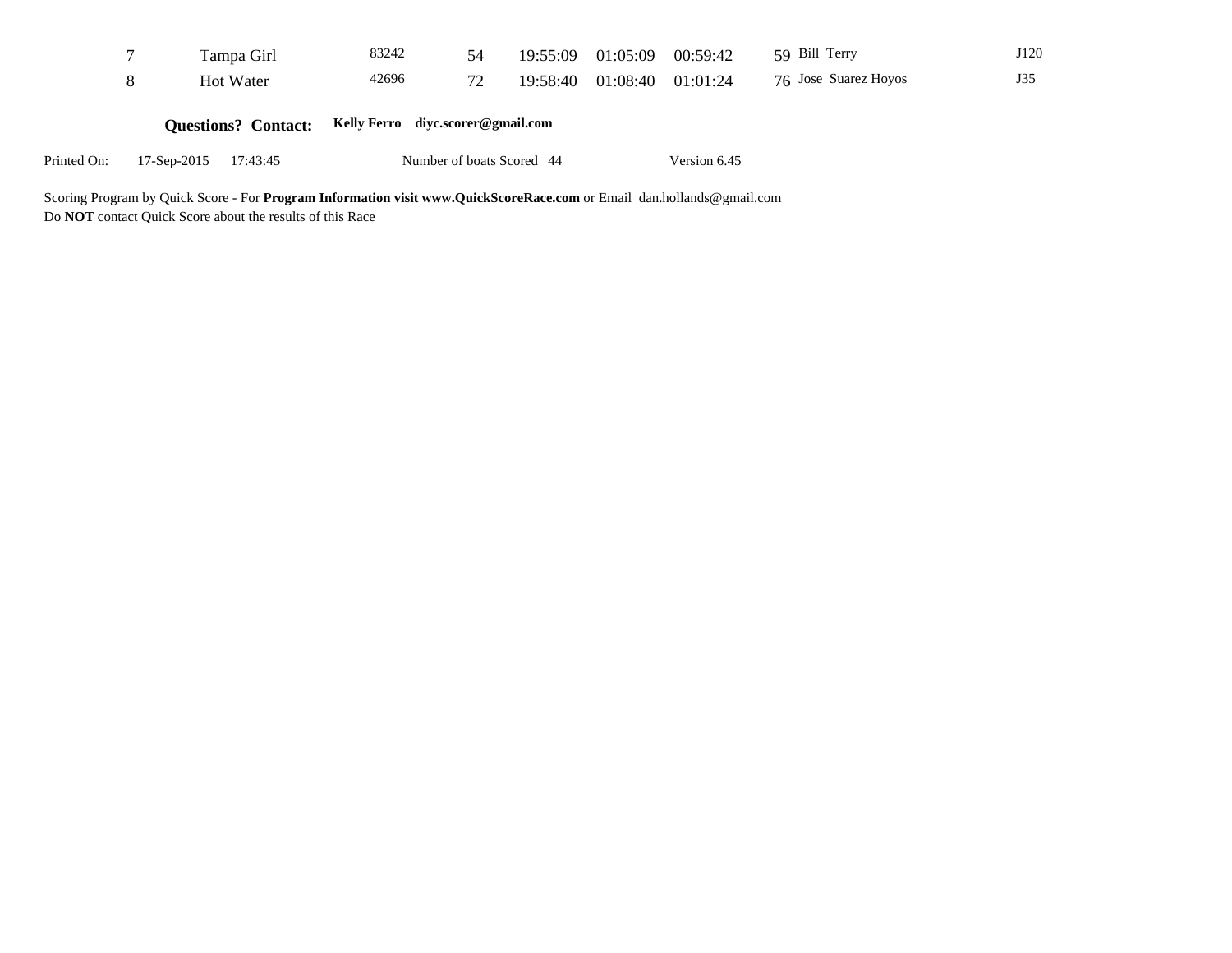| | | | | | | | | | |
|---|---|---|---|---|---|---|---|---|---|
| 7 | Tampa Girl | 83242 | 54 | 19:55:09 | 01:05:09 | 00:59:42 | 59 | Bill Terry | J120 |
| 8 | Hot Water | 42696 | 72 | 19:58:40 | 01:08:40 | 01:01:24 | 76 | Jose Suarez Hoyos | J35 |

**Questions? Contact:** **Kelly Ferro diyc.scorer@gmail.com**

Printed On: 17-Sep-2015 17:43:45 Number of boats Scored 44 Version 6.45

Scoring Program by Quick Score - For **Program Information visit www.QuickScoreRace.com** or Email dan.hollands@gmail.com
Do **NOT** contact Quick Score about the results of this Race